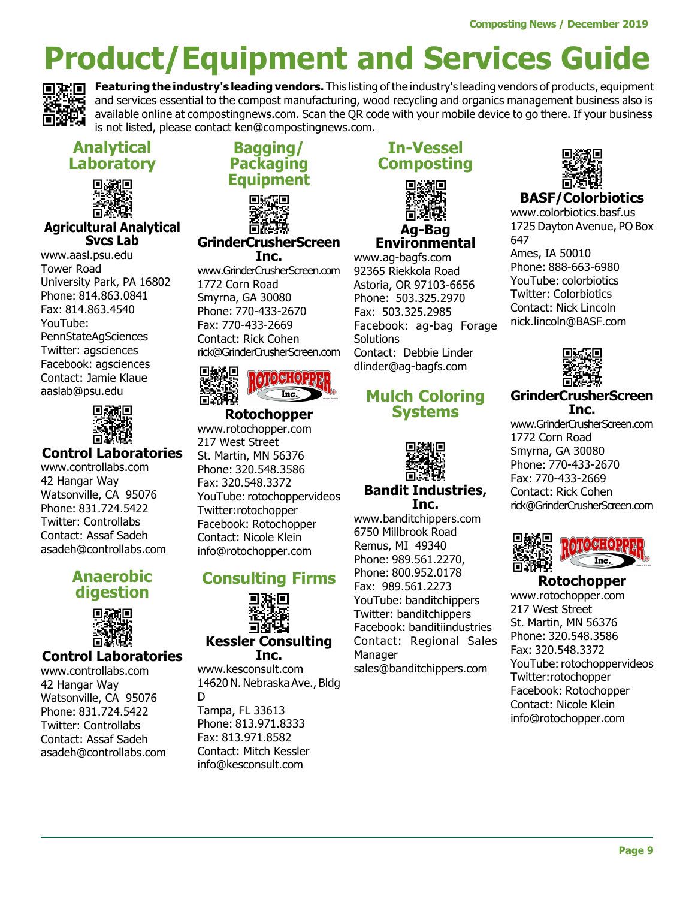# Product/Equipment and Services Guide

**Featuring the industry's leading vendors.** This listing of the industry's leading vendors of products, equipment and services essential to the compost manufacturing, wood recycling and organics management business also is available online at compostingnews.com. Scan the QR code with your mobile device to go there. If your business is not listed, please contact ken@compostingnews.com.

## Analytical Laboratory

### Agricultural Analytical Svcs Lab

www.aasl.psu.edu
Tower Road
University Park, PA 16802
Phone: 814.863.0841
Fax: 814.863.4540
YouTube: PennStateAgSciences
Twitter: agsciences
Facebook: agsciences
Contact: Jamie Klaue
aaslab@psu.edu

### Control Laboratories

www.controllabs.com
42 Hangar Way
Watsonville, CA 95076
Phone: 831.724.5422
Twitter: Controllabs
Contact: Assaf Sadeh
asadeh@controllabs.com

## Anaerobic digestion

### Control Laboratories

www.controllabs.com
42 Hangar Way
Watsonville, CA 95076
Phone: 831.724.5422
Twitter: Controllabs
Contact: Assaf Sadeh
asadeh@controllabs.com

## Bagging/ Packaging Equipment

### GrinderCrusherScreen Inc.

www.GrinderCrusherScreen.com
1772 Corn Road
Smyrna, GA 30080
Phone: 770-433-2670
Fax: 770-433-2669
Contact: Rick Cohen
rick@GrinderCrusherScreen.com

### Rotochopper

www.rotochopper.com
217 West Street
St. Martin, MN 56376
Phone: 320.548.3586
Fax: 320.548.3372
YouTube: rotochoppervideos
Twitter:rotochopper
Facebook: Rotochopper
Contact: Nicole Klein
info@rotochopper.com

## Consulting Firms

### Kessler Consulting Inc.

www.kesconsult.com
14620 N. Nebraska Ave., Bldg D
Tampa, FL 33613
Phone: 813.971.8333
Fax: 813.971.8582
Contact: Mitch Kessler
info@kesconsult.com

## In-Vessel Composting

### Ag-Bag Environmental

www.ag-bagfs.com
92365 Riekkola Road
Astoria, OR 97103-6656
Phone: 503.325.2970
Fax: 503.325.2985
Facebook: ag-bag Forage Solutions
Contact: Debbie Linder
dlinder@ag-bagfs.com

## Mulch Coloring Systems

### Bandit Industries, Inc.

www.banditchippers.com
6750 Millbrook Road
Remus, MI 49340
Phone: 989.561.2270,
Phone: 800.952.0178
Fax: 989.561.2273
YouTube: banditchippers
Twitter: banditchippers
Facebook: banditiindustries
Contact: Regional Sales Manager
sales@banditchippers.com

### BASF/Colorbiotics

www.colorbiotics.basf.us
1725 Dayton Avenue, PO Box 647
Ames, IA 50010
Phone: 888-663-6980
YouTube: colorbiotics
Twitter: Colorbiotics
Contact: Nick Lincoln
nick.lincoln@BASF.com

### GrinderCrusherScreen Inc.

www.GrinderCrusherScreen.com
1772 Corn Road
Smyrna, GA 30080
Phone: 770-433-2670
Fax: 770-433-2669
Contact: Rick Cohen
rick@GrinderCrusherScreen.com

### Rotochopper

www.rotochopper.com
217 West Street
St. Martin, MN 56376
Phone: 320.548.3586
Fax: 320.548.3372
YouTube: rotochoppervideos
Twitter:rotochopper
Facebook: Rotochopper
Contact: Nicole Klein
info@rotochopper.com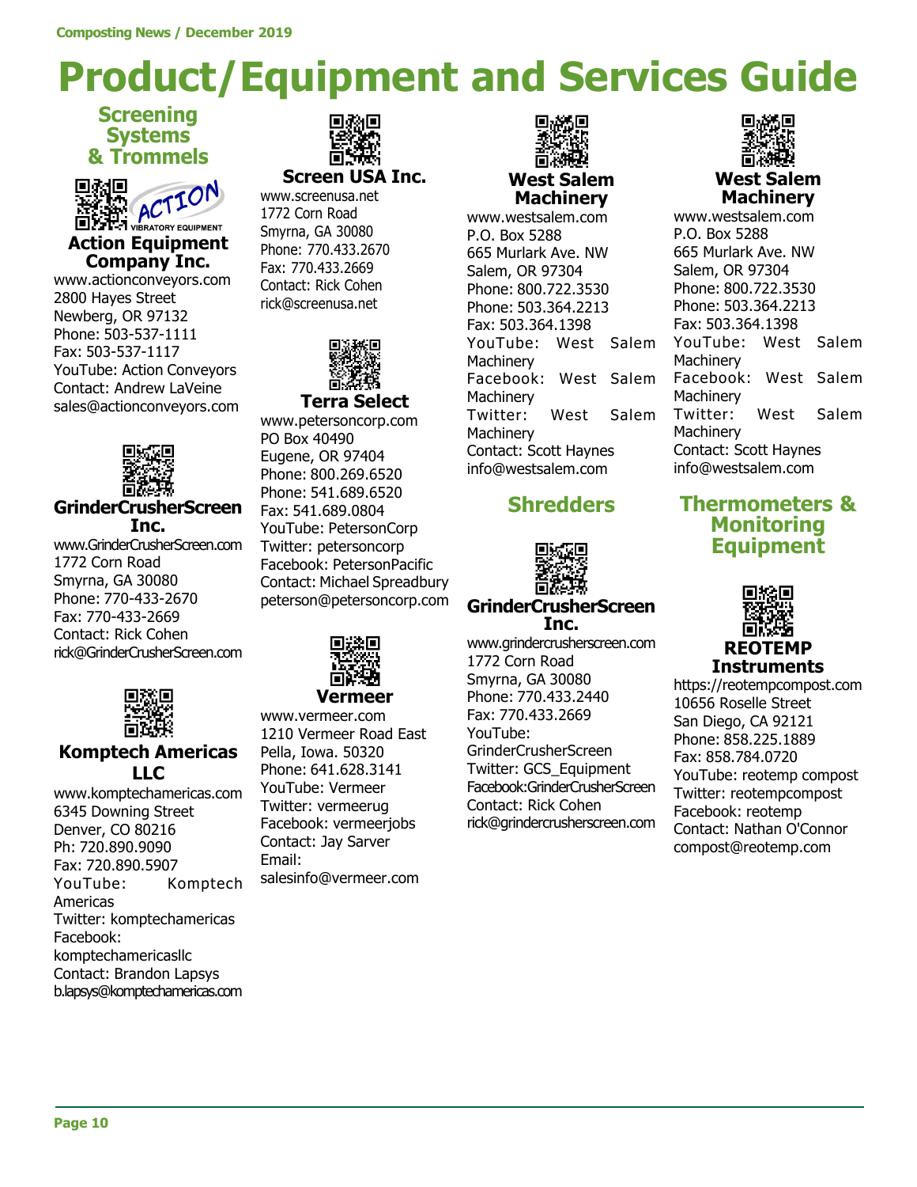# Product/Equipment and Services Guide

## Screening Systems & Trommels

### Action Equipment Company Inc.

www.actionconveyors.com
2800 Hayes Street
Newberg, OR 97132
Phone: 503-537-1111
Fax: 503-537-1117
YouTube: Action Conveyors
Contact: Andrew LaVeine
sales@actionconveyors.com

### GrinderCrusherScreen Inc.

www.GrinderCrusherScreen.com
1772 Corn Road
Smyrna, GA 30080
Phone: 770-433-2670
Fax: 770-433-2669
Contact: Rick Cohen
rick@GrinderCrusherScreen.com

### Komptech Americas LLC

www.komptechamericas.com
6345 Downing Street
Denver, CO 80216
Ph: 720.890.9090
Fax: 720.890.5907
YouTube: Komptech Americas
Twitter: komptechamericas
Facebook: komptechamericasllc
Contact: Brandon Lapsys
b.lapsys@komptechamericas.com

### Screen USA Inc.

www.screenusa.net
1772 Corn Road
Smyrna, GA 30080
Phone: 770.433.2670
Fax: 770.433.2669
Contact: Rick Cohen
rick@screenusa.net

### Terra Select

www.petersoncorp.com
PO Box 40490
Eugene, OR 97404
Phone: 800.269.6520
Phone: 541.689.6520
Fax: 541.689.0804
YouTube: PetersonCorp
Twitter: petersoncorp
Facebook: PetersonPacific
Contact: Michael Spreadbury
peterson@petersoncorp.com

### Vermeer

www.vermeer.com
1210 Vermeer Road East
Pella, Iowa. 50320
Phone: 641.628.3141
YouTube: Vermeer
Twitter: vermeerug
Facebook: vermeerjobs
Contact: Jay Sarver
Email: salesinfo@vermeer.com

### West Salem Machinery

www.westsalem.com
P.O. Box 5288
665 Murlark Ave. NW
Salem, OR 97304
Phone: 800.722.3530
Phone: 503.364.2213
Fax: 503.364.1398
YouTube: West Salem Machinery
Facebook: West Salem Machinery
Twitter: West Salem Machinery
Contact: Scott Haynes
info@westsalem.com

## Shredders

### GrinderCrusherScreen Inc.

www.grindercrusherscreen.com
1772 Corn Road
Smyrna, GA 30080
Phone: 770.433.2440
Fax: 770.433.2669
YouTube: GrinderCrusherScreen
Twitter: GCS_Equipment
Facebook:GrinderCrusherScreen
Contact: Rick Cohen
rick@grindercrusherscreen.com

### West Salem Machinery

www.westsalem.com
P.O. Box 5288
665 Murlark Ave. NW
Salem, OR 97304
Phone: 800.722.3530
Phone: 503.364.2213
Fax: 503.364.1398
YouTube: West Salem Machinery
Facebook: West Salem Machinery
Twitter: West Salem Machinery
Contact: Scott Haynes
info@westsalem.com

## Thermometers & Monitoring Equipment

### REOTEMP Instruments

https://reotempcompost.com
10656 Roselle Street
San Diego, CA 92121
Phone: 858.225.1889
Fax: 858.784.0720
YouTube: reotemp compost
Twitter: reotempcompost
Facebook: reotemp
Contact: Nathan O'Connor
compost@reotemp.com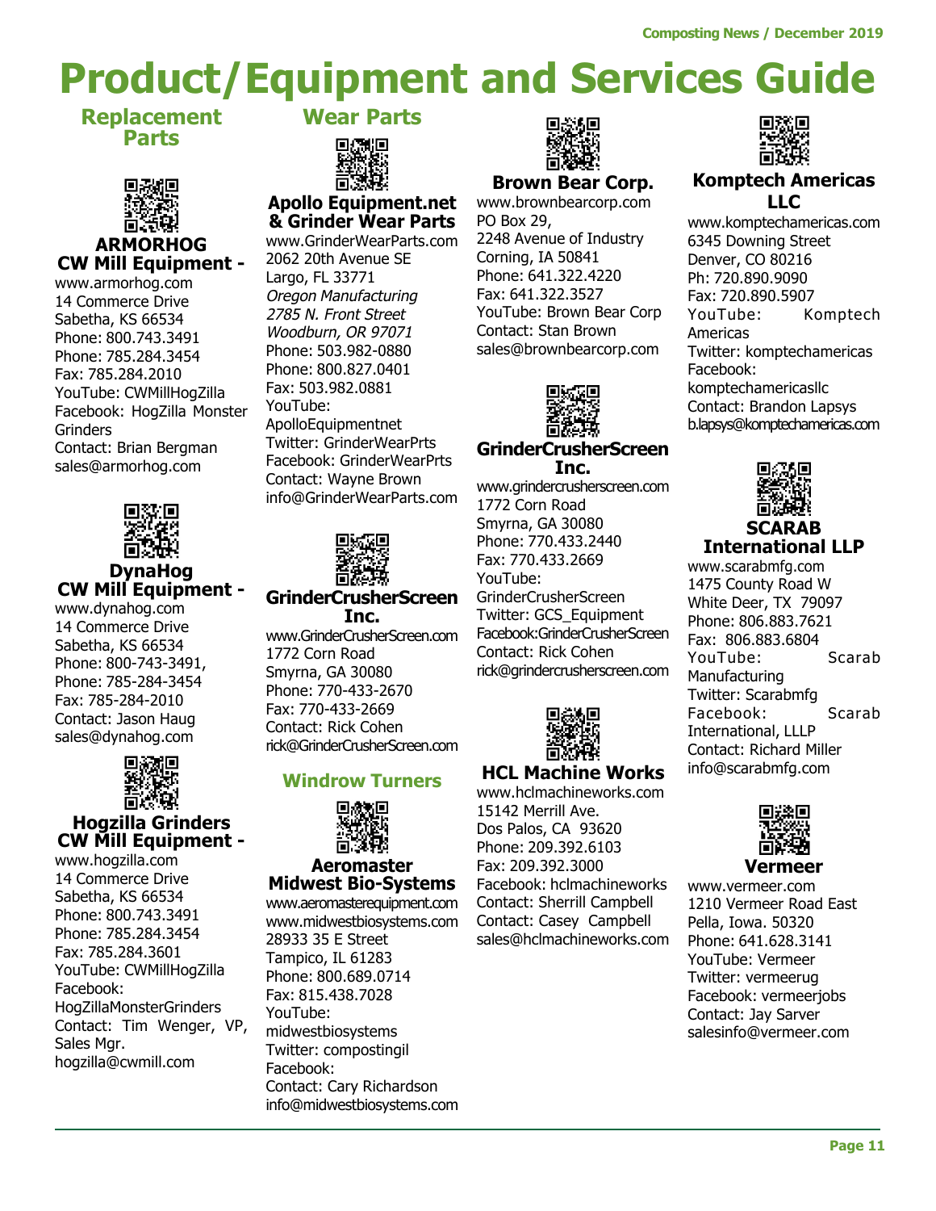# Product/Equipment and Services Guide

## Replacement Parts

### ARMORHOG CW Mill Equipment -

www.armorhog.com
14 Commerce Drive
Sabetha, KS 66534
Phone: 800.743.3491
Phone: 785.284.3454
Fax: 785.284.2010
YouTube: CWMillHogZilla
Facebook: HogZilla Monster Grinders
Contact: Brian Bergman
sales@armorhog.com

### DynaHog CW Mill Equipment -

www.dynahog.com
14 Commerce Drive
Sabetha, KS 66534
Phone: 800-743-3491,
Phone: 785-284-3454
Fax: 785-284-2010
Contact: Jason Haug
sales@dynahog.com

### Hogzilla Grinders CW Mill Equipment -

www.hogzilla.com
14 Commerce Drive
Sabetha, KS 66534
Phone: 800.743.3491
Phone: 785.284.3454
Fax: 785.284.3601
YouTube: CWMillHogZilla
Facebook: HogZillaMonsterGrinders
Contact: Tim Wenger, VP, Sales Mgr.
hogzilla@cwmill.com

## Wear Parts

### Apollo Equipment.net & Grinder Wear Parts

www.GrinderWearParts.com
2062 20th Avenue SE
Largo, FL 33771
*Oregon Manufacturing*
*2785 N. Front Street*
*Woodburn, OR 97071*
Phone: 503.982-0880
Phone: 800.827.0401
Fax: 503.982.0881
YouTube: ApolloEquipmentnet
Twitter: GrinderWearPrts
Facebook: GrinderWearPrts
Contact: Wayne Brown
info@GrinderWearParts.com

### GrinderCrusherScreen Inc.

www.GrinderCrusherScreen.com
1772 Corn Road
Smyrna, GA 30080
Phone: 770-433-2670
Fax: 770-433-2669
Contact: Rick Cohen
rick@GrinderCrusherScreen.com

## Windrow Turners

### Aeromaster Midwest Bio-Systems

www.aeromasterequipment.com
www.midwestbiosystems.com
28933 35 E Street
Tampico, IL 61283
Phone: 800.689.0714
Fax: 815.438.7028
YouTube: midwestbiosystems
Twitter: compostingil
Facebook:
Contact: Cary Richardson
info@midwestbiosystems.com

### Brown Bear Corp.

www.brownbearcorp.com
PO Box 29,
2248 Avenue of Industry
Corning, IA 50841
Phone: 641.322.4220
Fax: 641.322.3527
YouTube: Brown Bear Corp
Contact: Stan Brown
sales@brownbearcorp.com

### GrinderCrusherScreen Inc.

www.grindercrusherscreen.com
1772 Corn Road
Smyrna, GA 30080
Phone: 770.433.2440
Fax: 770.433.2669
YouTube: GrinderCrusherScreen
Twitter: GCS_Equipment
Facebook:GrinderCrusherScreen
Contact: Rick Cohen
rick@grindercrusherscreen.com

### HCL Machine Works

www.hclmachineworks.com
15142 Merrill Ave.
Dos Palos, CA 93620
Phone: 209.392.6103
Fax: 209.392.3000
Facebook: hclmachineworks
Contact: Sherrill Campbell
Contact: Casey Campbell
sales@hclmachineworks.com

### Komptech Americas LLC

www.komptechamericas.com
6345 Downing Street
Denver, CO 80216
Ph: 720.890.9090
Fax: 720.890.5907
YouTube: Komptech Americas
Twitter: komptechamericas
Facebook: komptechamericasllc
Contact: Brandon Lapsys
b.lapsys@komptechamericas.com

### SCARAB International LLP

www.scarabmfg.com
1475 County Road W
White Deer, TX 79097
Phone: 806.883.7621
Fax: 806.883.6804
YouTube: Scarab Manufacturing
Twitter: Scarabmfg
Facebook: Scarab International, LLLP
Contact: Richard Miller
info@scarabmfg.com

### Vermeer

www.vermeer.com
1210 Vermeer Road East
Pella, Iowa. 50320
Phone: 641.628.3141
YouTube: Vermeer
Twitter: vermeerug
Facebook: vermeerjobs
Contact: Jay Sarver
salesinfo@vermeer.com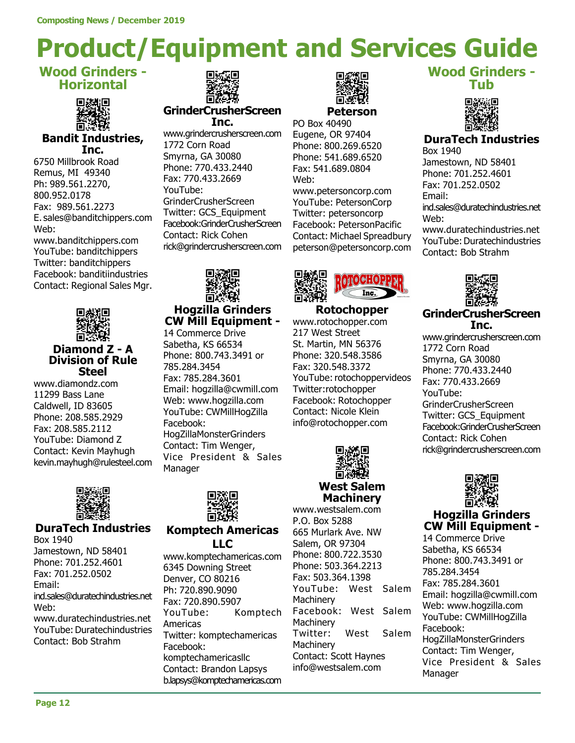# Product/Equipment and Services Guide

## Wood Grinders - Horizontal

### Bandit Industries, Inc.

6750 Millbrook Road
Remus, MI 49340
Ph: 989.561.2270, 800.952.0178
Fax: 989.561.2273
E. sales@banditchippers.com
Web: www.banditchippers.com
YouTube: banditchippers
Twitter: banditchippers
Facebook: banditiindustries
Contact: Regional Sales Mgr.

### Diamond Z - A Division of Rule Steel

www.diamondz.com
11299 Bass Lane
Caldwell, ID 83605
Phone: 208.585.2929
Fax: 208.585.2112
YouTube: Diamond Z
Contact: Kevin Mayhugh
kevin.mayhugh@rulesteel.com

### DuraTech Industries

Box 1940
Jamestown, ND 58401
Phone: 701.252.4601
Fax: 701.252.0502
Email: ind.sales@duratechindustries.net
Web: www.duratechindustries.net
YouTube: Duratechindustries
Contact: Bob Strahm

### GrinderCrusherScreen Inc.

www.grindercrusherscreen.com
1772 Corn Road
Smyrna, GA 30080
Phone: 770.433.2440
Fax: 770.433.2669
YouTube: GrinderCrusherScreen
Twitter: GCS_Equipment
Facebook:GrinderCrusherScreen
Contact: Rick Cohen
rick@grindercrusherscreen.com

### Hogzilla Grinders CW Mill Equipment -

14 Commerce Drive
Sabetha, KS 66534
Phone: 800.743.3491 or 785.284.3454
Fax: 785.284.3601
Email: hogzilla@cwmill.com
Web: www.hogzilla.com
YouTube: CWMillHogZilla
Facebook: HogZillaMonsterGrinders
Contact: Tim Wenger, Vice President & Sales Manager

### Komptech Americas LLC

www.komptechamericas.com
6345 Downing Street
Denver, CO 80216
Ph: 720.890.9090
Fax: 720.890.5907
YouTube: Komptech Americas
Twitter: komptechamericas
Facebook: komptechamericasllc
Contact: Brandon Lapsys
b.lapsys@komptechamericas.com

### Peterson

PO Box 40490
Eugene, OR 97404
Phone: 800.269.6520
Phone: 541.689.6520
Fax: 541.689.0804
Web: www.petersoncorp.com
YouTube: PetersonCorp
Twitter: petersoncorp
Facebook: PetersonPacific
Contact: Michael Spreadbury
peterson@petersoncorp.com

### Rotochopper

www.rotochopper.com
217 West Street
St. Martin, MN 56376
Phone: 320.548.3586
Fax: 320.548.3372
YouTube: rotochoppervideos
Twitter:rotochopper
Facebook: Rotochopper
Contact: Nicole Klein
info@rotochopper.com

### West Salem Machinery

www.westsalem.com
P.O. Box 5288
665 Murlark Ave. NW
Salem, OR 97304
Phone: 800.722.3530
Phone: 503.364.2213
Fax: 503.364.1398
YouTube: West Salem Machinery
Facebook: West Salem Machinery
Twitter: West Salem Machinery
Contact: Scott Haynes
info@westsalem.com

## Wood Grinders - Tub

### DuraTech Industries

Box 1940
Jamestown, ND 58401
Phone: 701.252.4601
Fax: 701.252.0502
Email: ind.sales@duratechindustries.net
Web: www.duratechindustries.net
YouTube: Duratechindustries
Contact: Bob Strahm

### GrinderCrusherScreen Inc.

www.grindercrusherscreen.com
1772 Corn Road
Smyrna, GA 30080
Phone: 770.433.2440
Fax: 770.433.2669
YouTube: GrinderCrusherScreen
Twitter: GCS_Equipment
Facebook:GrinderCrusherScreen
Contact: Rick Cohen
rick@grindercrusherscreen.com

### Hogzilla Grinders CW Mill Equipment -

14 Commerce Drive
Sabetha, KS 66534
Phone: 800.743.3491 or 785.284.3454
Fax: 785.284.3601
Email: hogzilla@cwmill.com
Web: www.hogzilla.com
YouTube: CWMillHogZilla
Facebook: HogZillaMonsterGrinders
Contact: Tim Wenger, Vice President & Sales Manager